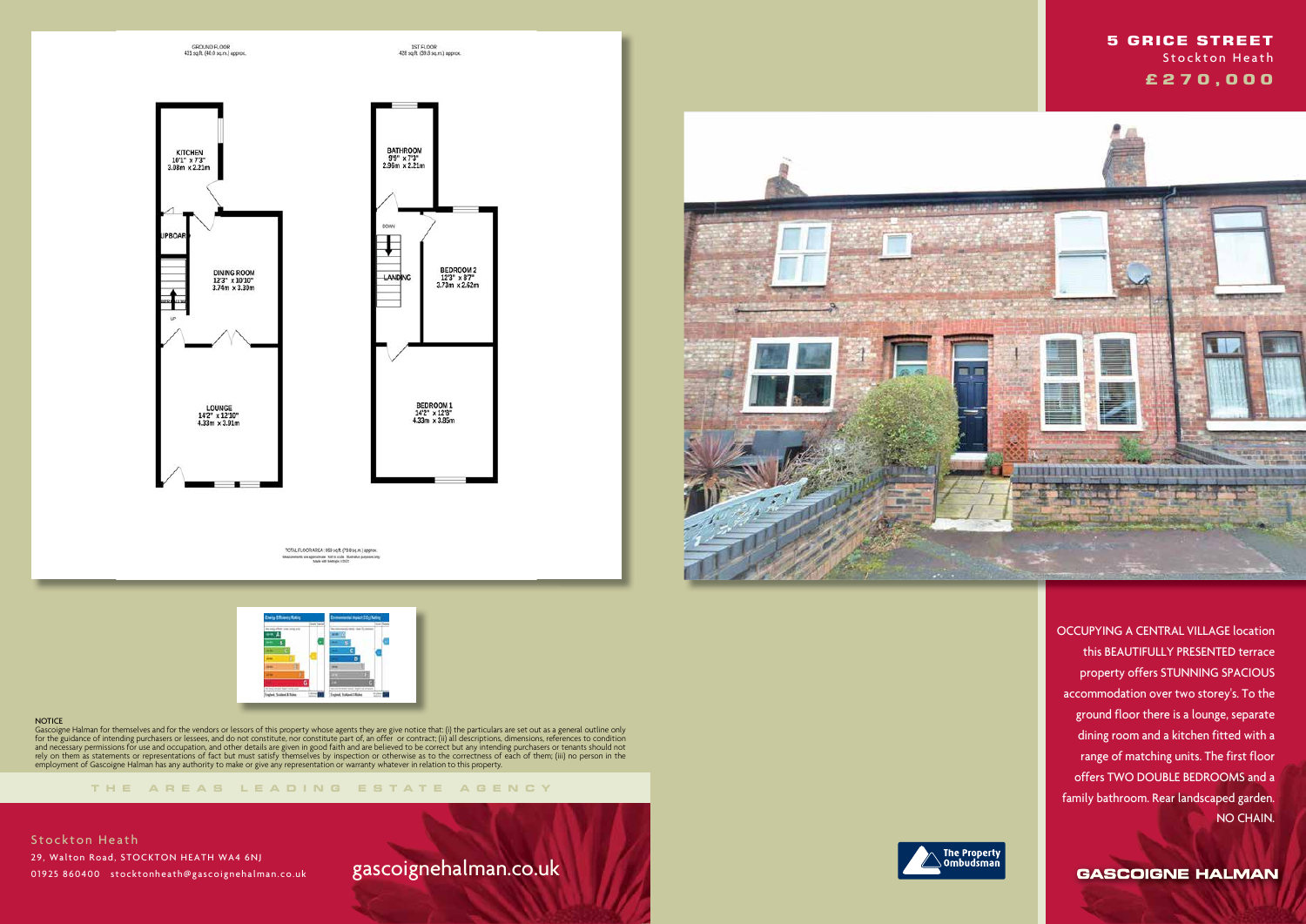# 5 GRICE STREET

Stockton Heath

**£270,000**

GROUND FLOOR
431 sq.ft. (40.0 sq.m.) approx.

KITCHEN
10'1" x 7'3"
3.08m x 2.21m

CUPBOARD

DINING ROOM
12'3" x 10'10"
3.74m x 3.30m

UP

LOUNGE
14'2" x 12'10"
4.33m x 3.91m

1ST FLOOR
428 sq.ft. (39.8 sq.m.) approx.

BATHROOM
9'9" x 7'3"
2.98m x 2.21m

DOWN

LANDING

BEDROOM 2
12'3" x 8'7"
3.73m x 2.62m

BEDROOM 1
14'2" x 12'8"
4.33m x 3.85m

TOTAL FLOOR AREA : 859 sq.ft. (79.8 sq.m.) approx.

OCCUPYING A CENTRAL VILLAGE location this BEAUTIFULLY PRESENTED terrace property offers STUNNING SPACIOUS accommodation over two storey's. To the ground floor there is a lounge, separate dining room and a kitchen fitted with a range of matching units. The first floor offers TWO DOUBLE BEDROOMS and a family bathroom. Rear landscaped garden. NO CHAIN.

NOTICE
Gascoigne Halman for themselves and for the vendors or lessors of this property whose agents they are give notice that: (i) the particulars are set out as a general outline only for the guidance of intending purchasers or lessees, and do not constitute, nor constitute part of, an offer or contract; (ii) all descriptions, dimensions, references to condition and necessary permissions for use and occupation, and other details are given in good faith and are believed to be correct but any intending purchasers or tenants should not rely on them as statements or representations of fact but must satisfy themselves by inspection or otherwise as to the correctness of each of them; (iii) no person in the employment of Gascoigne Halman has any authority to make or give any representation or warranty whatever in relation to this property.

THE AREAS LEADING ESTATE AGENCY

Stockton Heath
29, Walton Road, STOCKTON HEATH WA4 6NJ
01925 860400 stocktonheath@gascoignehalman.co.uk

gascoignehalman.co.uk

The Property Ombudsman

GASCOIGNE HALMAN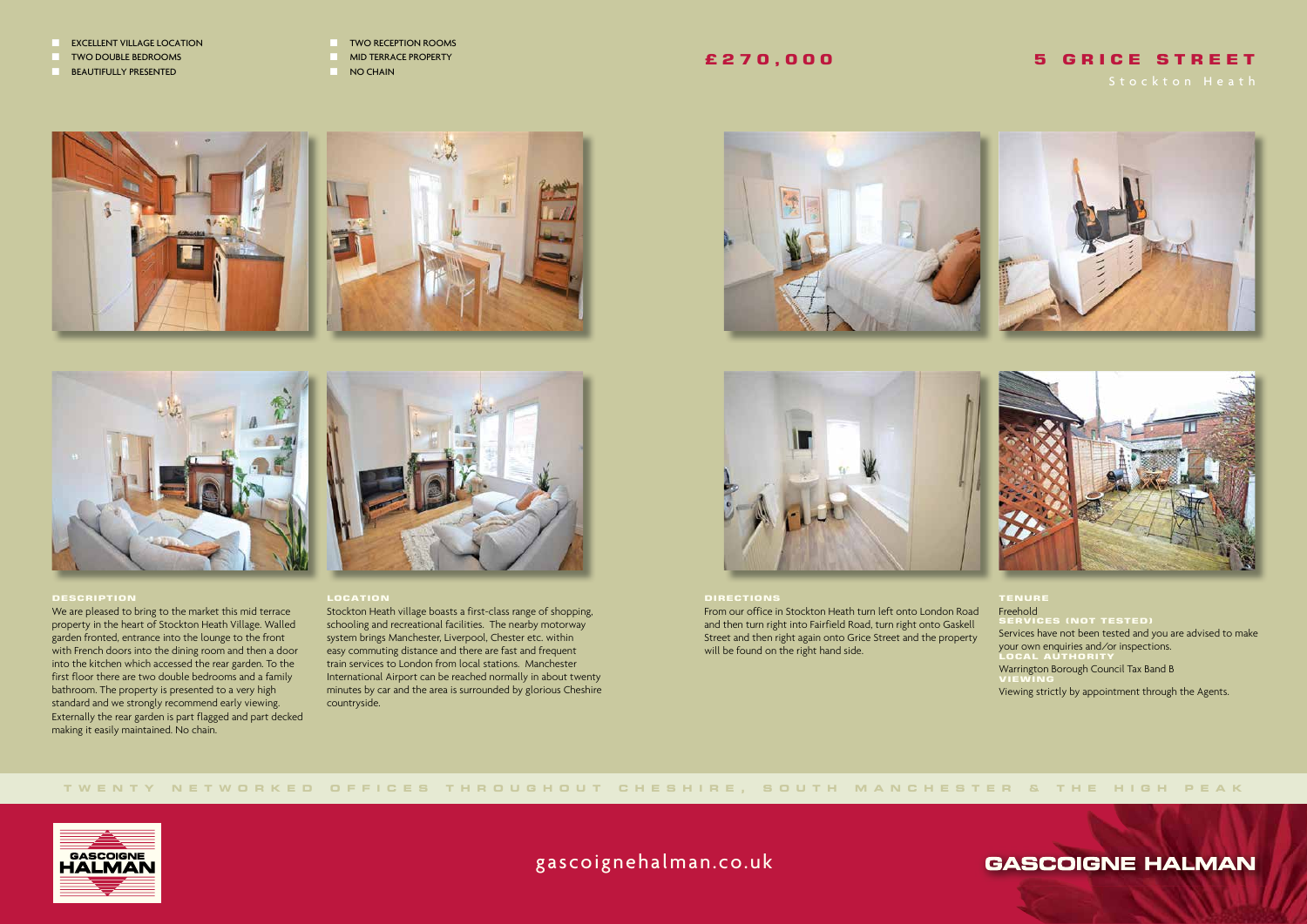- EXCELLENT VILLAGE LOCATION
- TWO DOUBLE BEDROOMS
- BEAUTIFULLY PRESENTED
- TWO RECEPTION ROOMS
- MID TERRACE PROPERTY
- NO CHAIN

# £270,000

# 5 GRICE STREET

## Stockton Heath

### DESCRIPTION

We are pleased to bring to the market this mid terrace property in the heart of Stockton Heath Village. Walled garden fronted, entrance into the lounge to the front with French doors into the dining room and then a door into the kitchen which accessed the rear garden. To the first floor there are two double bedrooms and a family bathroom. The property is presented to a very high standard and we strongly recommend early viewing. Externally the rear garden is part flagged and part decked making it easily maintained. No chain.

### LOCATION

Stockton Heath village boasts a first-class range of shopping, schooling and recreational facilities. The nearby motorway system brings Manchester, Liverpool, Chester etc. within easy commuting distance and there are fast and frequent train services to London from local stations. Manchester International Airport can be reached normally in about twenty minutes by car and the area is surrounded by glorious Cheshire countryside.

### DIRECTIONS

From our office in Stockton Heath turn left onto London Road and then turn right into Fairfield Road, turn right onto Gaskell Street and then right again onto Grice Street and the property will be found on the right hand side.

### TENURE

Freehold

### SERVICES (NOT TESTED)

Services have not been tested and you are advised to make your own enquiries and/or inspections.

### LOCAL AUTHORITY

Warrington Borough Council Tax Band B

### VIEWING

Viewing strictly by appointment through the Agents.

TWENTY NETWORKED OFFICES THROUGHOUT CHESHIRE, SOUTH MANCHESTER & THE HIGH PEAK

GASCOIGNE HALMAN

gascoignehalman.co.uk

GASCOIGNE HALMAN